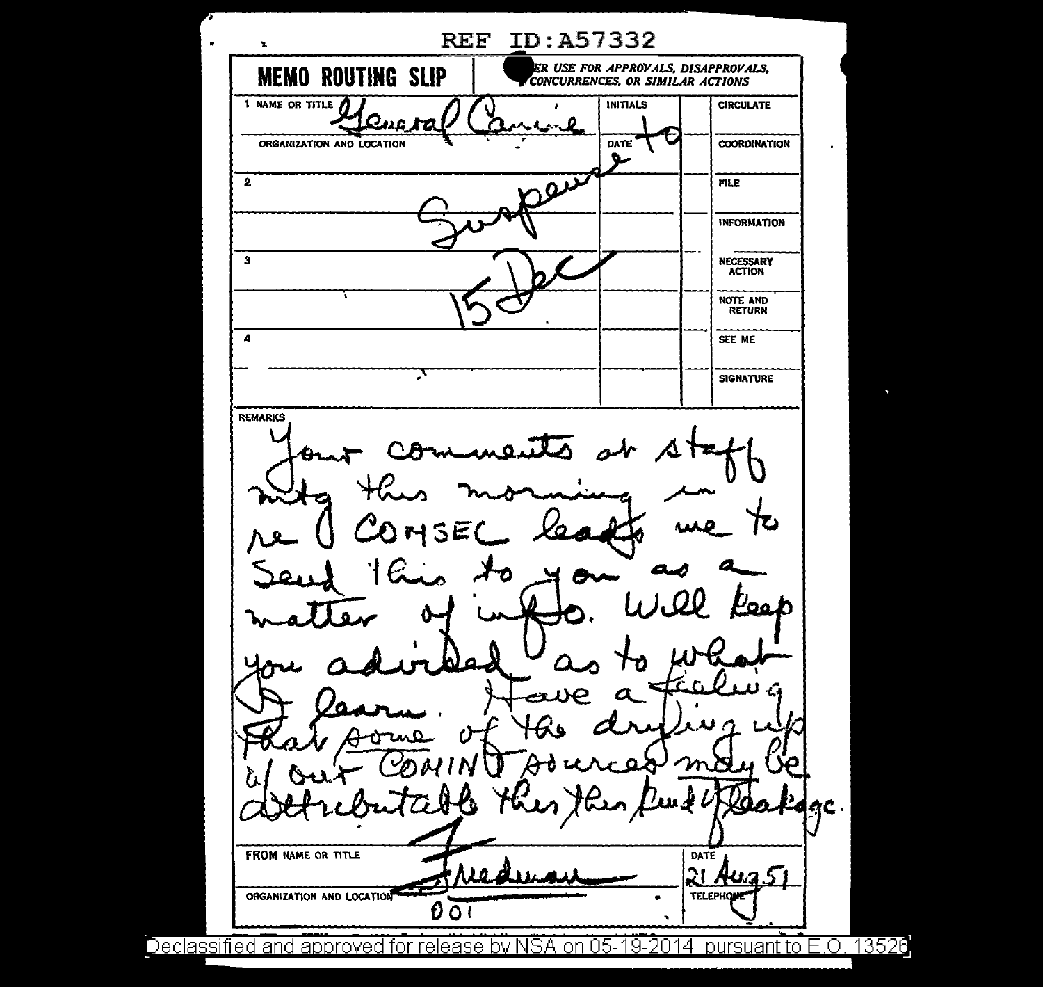REF ID:A57332

**MEMO ROUTING SLIP** — NEVER USE FOR APPROVALS, DISAPPROVALS, CONCURRENCES, OR SIMILAR ACTIONS

| | NAME OR TITLE | INITIALS | | |
|---|---|---|---|---|
| 1 | General Canine | | | CIRCULATE |
| | ORGANIZATION AND LOCATION | DATE | | COORDINATION |
| 2 | | | | FILE |
| | | | | INFORMATION |
| 3 | | | | NECESSARY ACTION |
| | | | | NOTE AND RETURN |
| 4 | | | | SEE ME |
| | | | | SIGNATURE |

to Suspense 15 Dec

REMARKS

Your comments at staff mtg this morning in re COMSEC leads me to send this to you as a matter of info. Will keep you advised as to what I learn. Have a feeling that some of the drying up of our COMINT sources may be attributable this this kind of leakage.

FROM NAME OR TITLE: Friedman

DATE: 21 Aug 51

ORGANIZATION AND LOCATION: 001

TELEPHONE

Declassified and approved for release by NSA on 05-19-2014 pursuant to E.O. 13526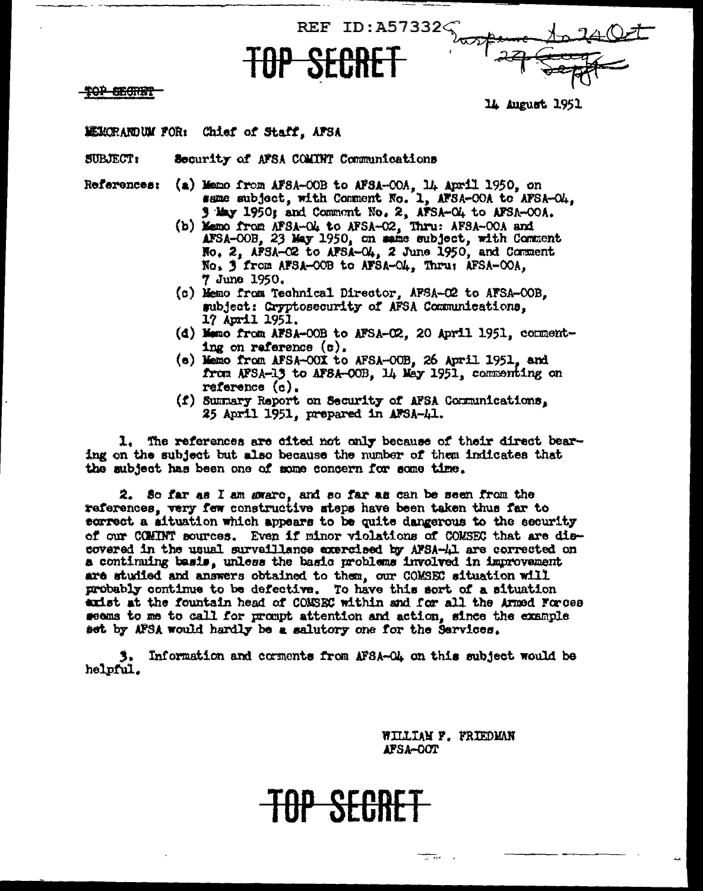REF ID:A57332

TOP SECRET

14 August 1951

MEMORANDUM FOR: Chief of Staff, AFSA

SUBJECT: Security of AFSA COMINT Communications

References:
(a) Memo from AFSA-00B to AFSA-00A, 14 April 1950, on same subject, with Comment No. 1, AFSA-00A to AFSA-04, 3 May 1950; and Comment No. 2, AFSA-04 to AFSA-00A.
(b) Memo from AFSA-04 to AFSA-02, Thru: AFSA-00A and AFSA-00B, 23 May 1950, on same subject, with Comment No. 2, AFSA-02 to AFSA-04, 2 June 1950, and Comment No. 3 from AFSA-00B to AFSA-04, Thru: AFSA-00A, 7 June 1950.
(c) Memo from Technical Director, AFSA-02 to AFSA-00B, subject: Cryptosecurity of AFSA Communications, 17 April 1951.
(d) Memo from AFSA-00B to AFSA-02, 20 April 1951, commenting on reference (c).
(e) Memo from AFSA-00X to AFSA-00B, 26 April 1951, and from AFSA-13 to AFSA-00B, 14 May 1951, commenting on reference (c).
(f) Summary Report on Security of AFSA Communications, 25 April 1951, prepared in AFSA-41.

1. The references are cited not only because of their direct bearing on the subject but also because the number of them indicates that the subject has been one of some concern for some time.

2. So far as I am aware, and so far as can be seen from the references, very few constructive steps have been taken thus far to correct a situation which appears to be quite dangerous to the security of our COMINT sources. Even if minor violations of COMSEC that are discovered in the usual surveillance exercised by AFSA-41 are corrected on a continuing basis, unless the basic problems involved in improvement are studied and answers obtained to them, our COMSEC situation will probably continue to be defective. To have this sort of a situation exist at the fountain head of COMSEC within and for all the Armed Forces seems to me to call for prompt attention and action, since the example set by AFSA would hardly be a salutory one for the Services.

3. Information and comments from AFSA-04 on this subject would be helpful.

WILLIAM F. FRIEDMAN
AFSA-00T

TOP SECRET